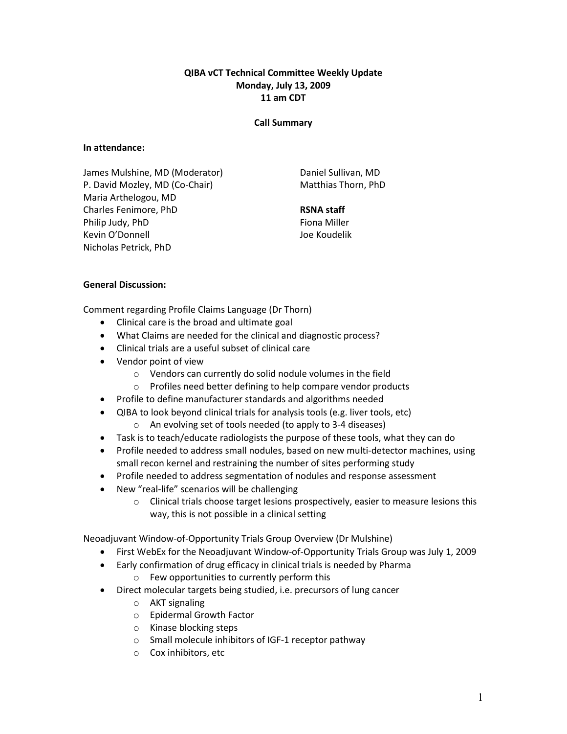**QIBA vCT Technical Committee Weekly Update**
**Monday, July 13, 2009**
**11 am CDT**

**Call Summary**

**In attendance:**

James Mulshine, MD (Moderator)
P. David Mozley, MD (Co-Chair)
Maria Arthelogou, MD
Charles Fenimore, PhD
Philip Judy, PhD
Kevin O'Donnell
Nicholas Petrick, PhD
Daniel Sullivan, MD
Matthias Thorn, PhD

**RSNA staff**

Fiona Miller
Joe Koudelik

**General Discussion:**

Comment regarding Profile Claims Language (Dr Thorn)

- Clinical care is the broad and ultimate goal
- What Claims are needed for the clinical and diagnostic process?
- Clinical trials are a useful subset of clinical care
- Vendor point of view
  - Vendors can currently do solid nodule volumes in the field
  - Profiles need better defining to help compare vendor products
- Profile to define manufacturer standards and algorithms needed
- QIBA to look beyond clinical trials for analysis tools (e.g. liver tools, etc)
  - An evolving set of tools needed (to apply to 3-4 diseases)
- Task is to teach/educate radiologists the purpose of these tools, what they can do
- Profile needed to address small nodules, based on new multi-detector machines, using small recon kernel and restraining the number of sites performing study
- Profile needed to address segmentation of nodules and response assessment
- New "real-life" scenarios will be challenging
  - Clinical trials choose target lesions prospectively, easier to measure lesions this way, this is not possible in a clinical setting

Neoadjuvant Window-of-Opportunity Trials Group Overview (Dr Mulshine)

- First WebEx for the Neoadjuvant Window-of-Opportunity Trials Group was July 1, 2009
- Early confirmation of drug efficacy in clinical trials is needed by Pharma
  - Few opportunities to currently perform this
- Direct molecular targets being studied, i.e. precursors of lung cancer
  - AKT signaling
  - Epidermal Growth Factor
  - Kinase blocking steps
  - Small molecule inhibitors of IGF-1 receptor pathway
  - Cox inhibitors, etc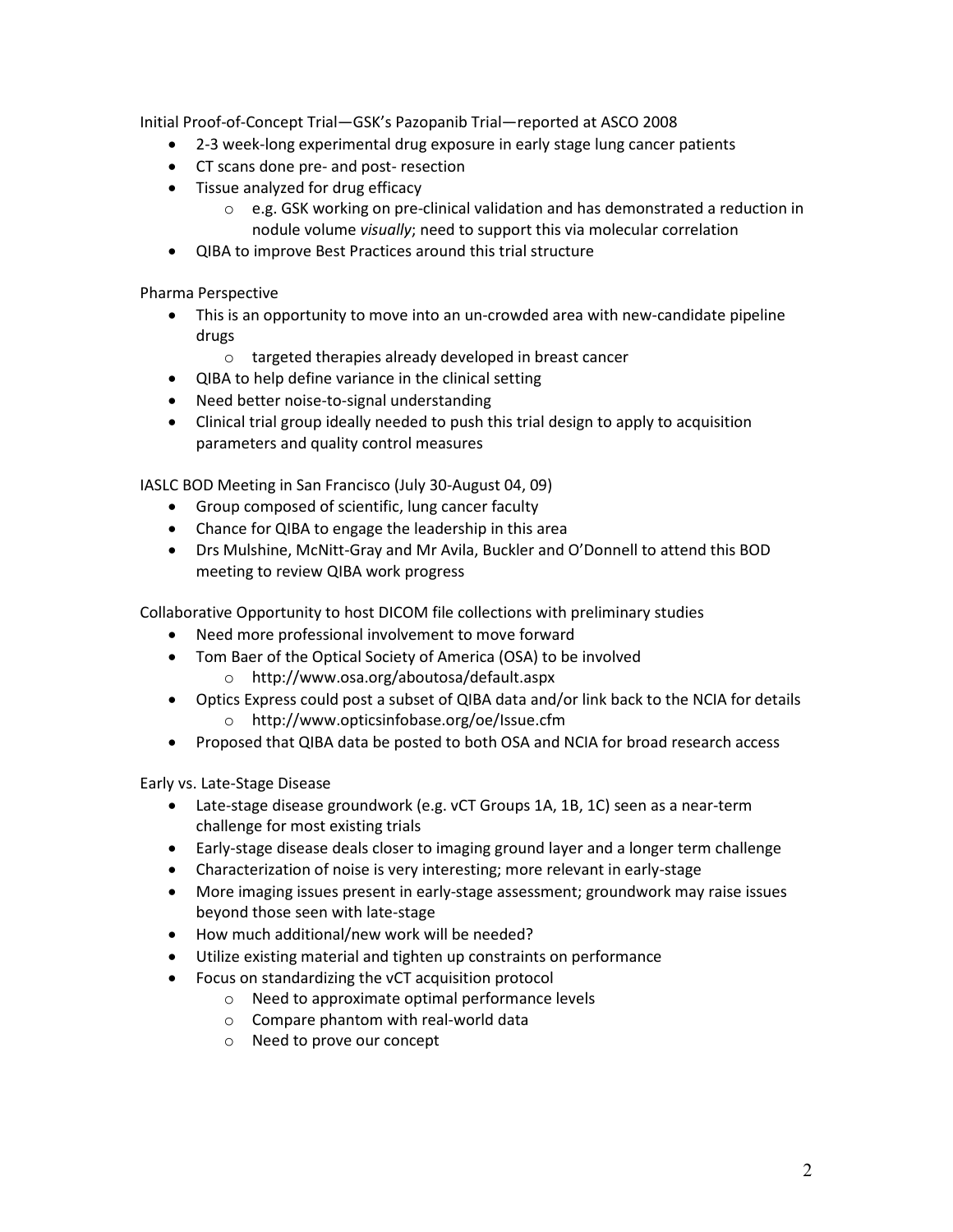Initial Proof-of-Concept Trial—GSK's Pazopanib Trial—reported at ASCO 2008

- 2-3 week-long experimental drug exposure in early stage lung cancer patients
- CT scans done pre- and post- resection
- Tissue analyzed for drug efficacy
    - e.g. GSK working on pre-clinical validation and has demonstrated a reduction in nodule volume *visually*; need to support this via molecular correlation
- QIBA to improve Best Practices around this trial structure

Pharma Perspective

- This is an opportunity to move into an un-crowded area with new-candidate pipeline drugs
    - targeted therapies already developed in breast cancer
- QIBA to help define variance in the clinical setting
- Need better noise-to-signal understanding
- Clinical trial group ideally needed to push this trial design to apply to acquisition parameters and quality control measures

IASLC BOD Meeting in San Francisco (July 30-August 04, 09)

- Group composed of scientific, lung cancer faculty
- Chance for QIBA to engage the leadership in this area
- Drs Mulshine, McNitt-Gray and Mr Avila, Buckler and O'Donnell to attend this BOD meeting to review QIBA work progress

Collaborative Opportunity to host DICOM file collections with preliminary studies

- Need more professional involvement to move forward
- Tom Baer of the Optical Society of America (OSA) to be involved
    - http://www.osa.org/aboutosa/default.aspx
- Optics Express could post a subset of QIBA data and/or link back to the NCIA for details
    - http://www.opticsinfobase.org/oe/Issue.cfm
- Proposed that QIBA data be posted to both OSA and NCIA for broad research access

Early vs. Late-Stage Disease

- Late-stage disease groundwork (e.g. vCT Groups 1A, 1B, 1C) seen as a near-term challenge for most existing trials
- Early-stage disease deals closer to imaging ground layer and a longer term challenge
- Characterization of noise is very interesting; more relevant in early-stage
- More imaging issues present in early-stage assessment; groundwork may raise issues beyond those seen with late-stage
- How much additional/new work will be needed?
- Utilize existing material and tighten up constraints on performance
- Focus on standardizing the vCT acquisition protocol
    - Need to approximate optimal performance levels
    - Compare phantom with real-world data
    - Need to prove our concept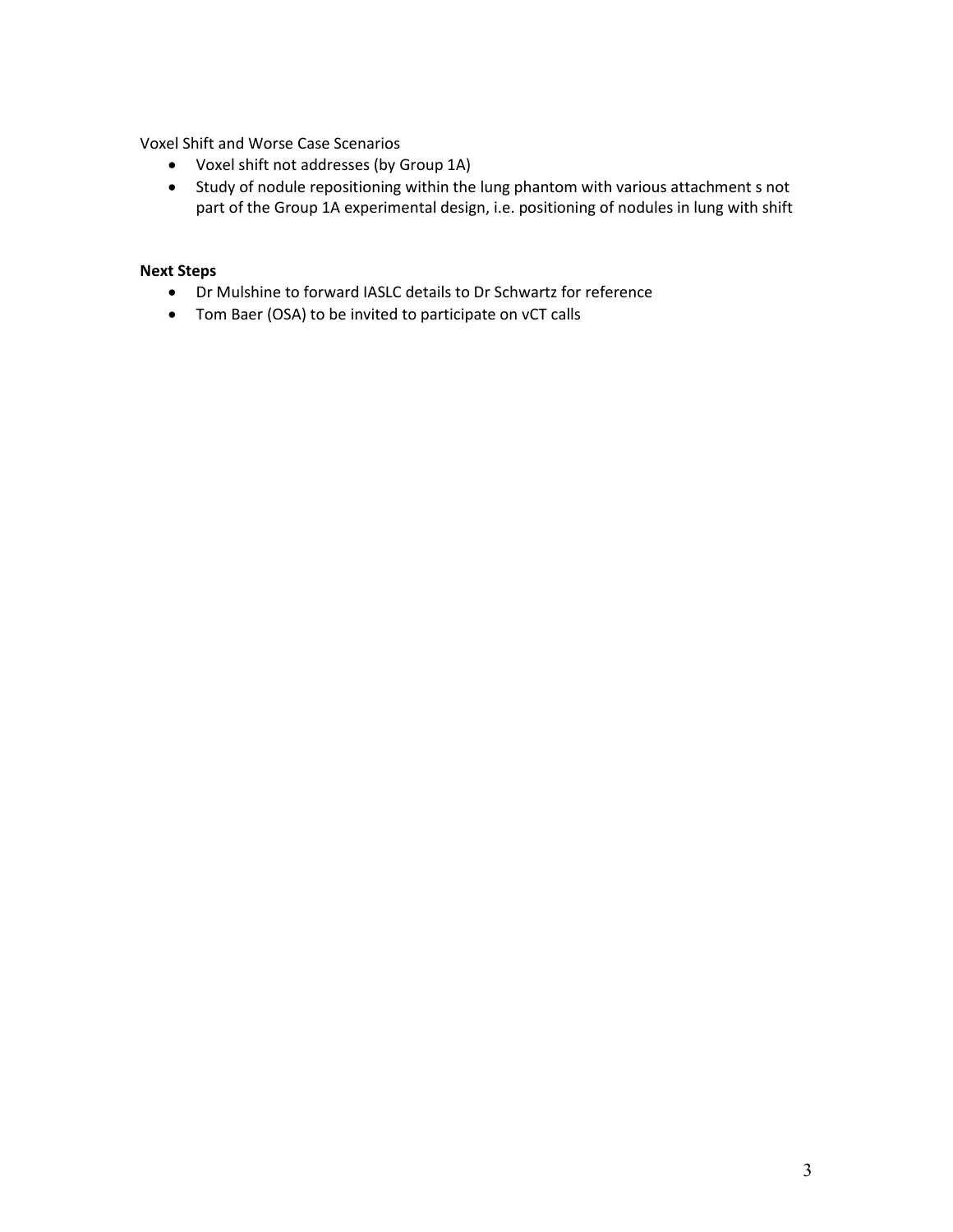Voxel Shift and Worse Case Scenarios

- Voxel shift not addresses (by Group 1A)
- Study of nodule repositioning within the lung phantom with various attachment s not part of the Group 1A experimental design, i.e. positioning of nodules in lung with shift

**Next Steps**

- Dr Mulshine to forward IASLC details to Dr Schwartz for reference
- Tom Baer (OSA) to be invited to participate on vCT calls